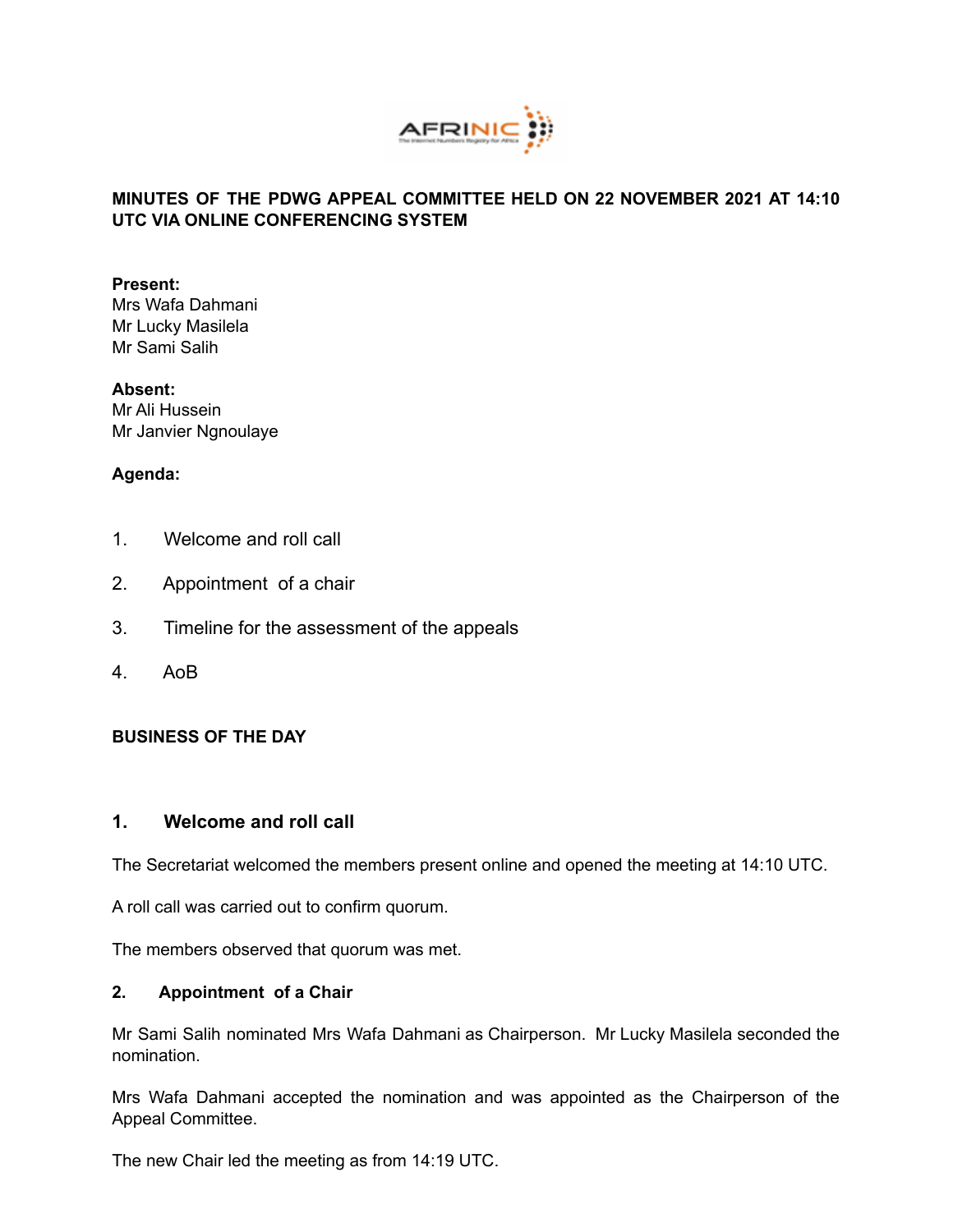**MINUTES OF THE PDWG APPEAL COMMITTEE HELD ON 22 NOVEMBER 2021 AT 14:10 UTC VIA ONLINE CONFERENCING SYSTEM**

**Present:**
Mrs Wafa Dahmani
Mr Lucky Masilela
Mr Sami Salih

**Absent:**
Mr Ali Hussein
Mr Janvier Ngnoulaye

**Agenda:**

1. Welcome and roll call
2. Appointment of a chair
3. Timeline for the assessment of the appeals
4. AoB

**BUSINESS OF THE DAY**

## 1. Welcome and roll call

The Secretariat welcomed the members present online and opened the meeting at 14:10 UTC.

A roll call was carried out to confirm quorum.

The members observed that quorum was met.

### 2. Appointment of a Chair

Mr Sami Salih nominated Mrs Wafa Dahmani as Chairperson. Mr Lucky Masilela seconded the nomination.

Mrs Wafa Dahmani accepted the nomination and was appointed as the Chairperson of the Appeal Committee.

The new Chair led the meeting as from 14:19 UTC.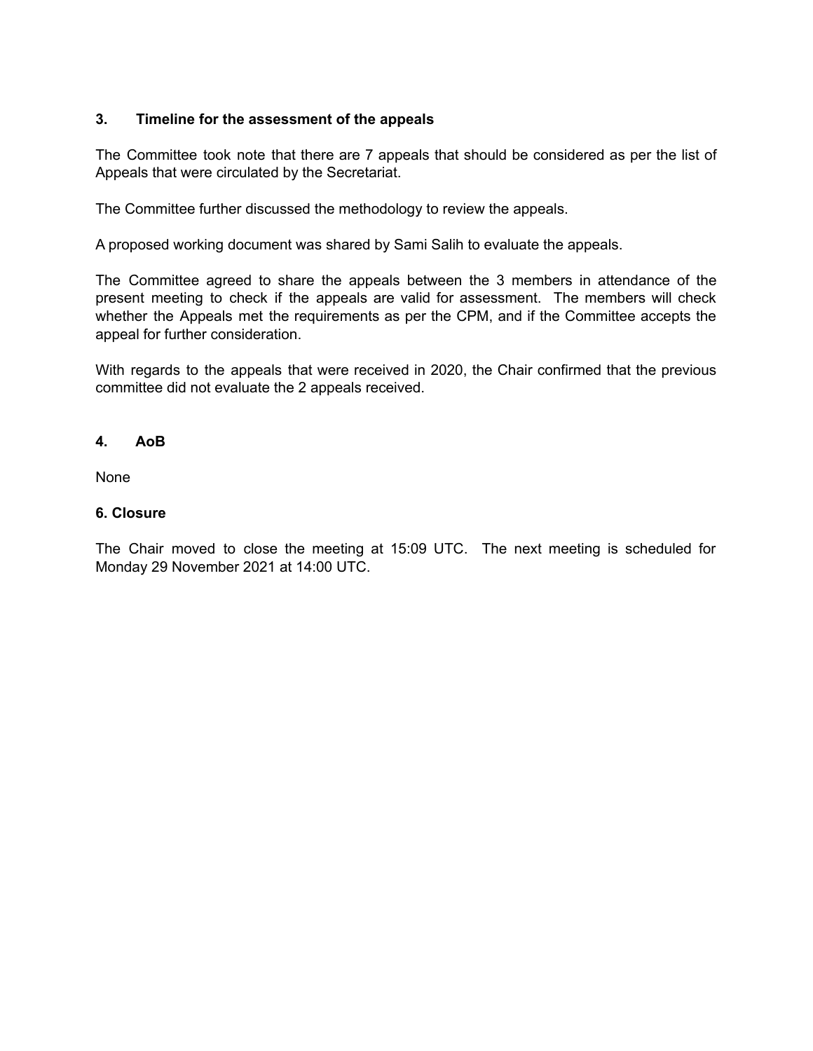## 3. Timeline for the assessment of the appeals

The Committee took note that there are 7 appeals that should be considered as per the list of Appeals that were circulated by the Secretariat.

The Committee further discussed the methodology to review the appeals.

A proposed working document was shared by Sami Salih to evaluate the appeals.

The Committee agreed to share the appeals between the 3 members in attendance of the present meeting to check if the appeals are valid for assessment. The members will check whether the Appeals met the requirements as per the CPM, and if the Committee accepts the appeal for further consideration.

With regards to the appeals that were received in 2020, the Chair confirmed that the previous committee did not evaluate the 2 appeals received.

## 4. AoB

None

## 6. Closure

The Chair moved to close the meeting at 15:09 UTC. The next meeting is scheduled for Monday 29 November 2021 at 14:00 UTC.